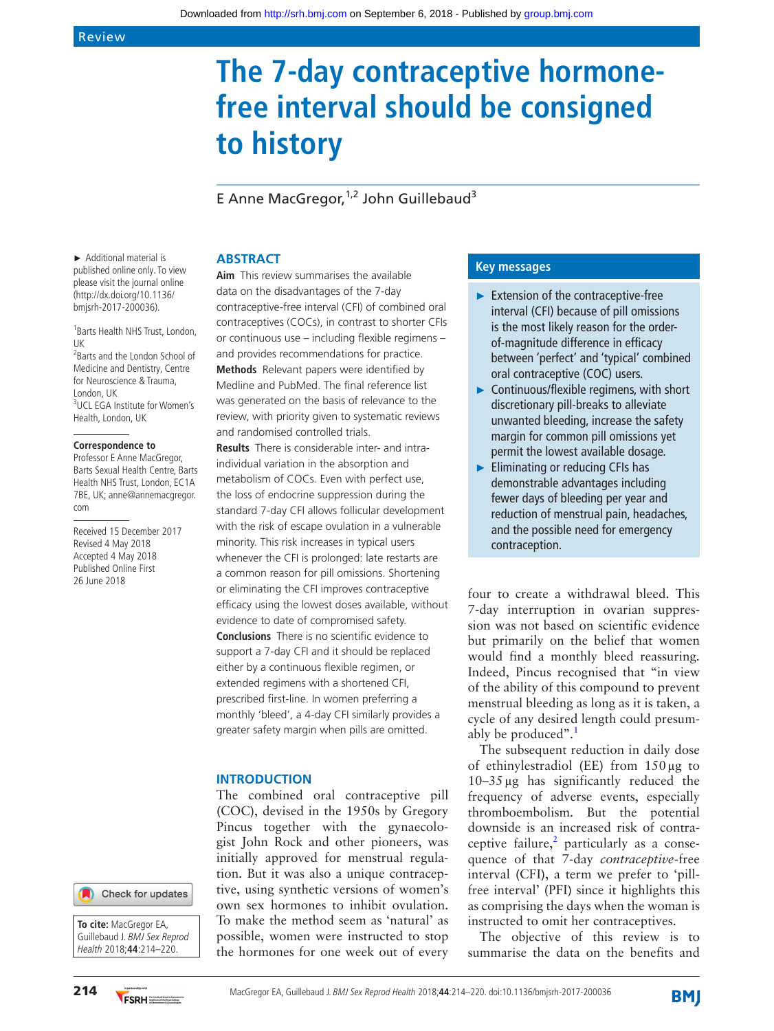Review

# The 7-day contraceptive hormone-free interval should be consigned to history

E Anne MacGregor,[1,2] John Guillebaud[3]

► Additional material is published online only. To view please visit the journal online (http://dx.doi.org/10.1136/bmjsrh-2017-200036).

[1]Barts Health NHS Trust, London, UK
[2]Barts and the London School of Medicine and Dentistry, Centre for Neuroscience & Trauma, London, UK
[3]UCL EGA Institute for Women's Health, London, UK

**Correspondence to**
Professor E Anne MacGregor, Barts Sexual Health Centre, Barts Health NHS Trust, London, EC1A 7BE, UK; anne@annemacgregor.com

Received 15 December 2017
Revised 4 May 2018
Accepted 4 May 2018
Published Online First 26 June 2018

**To cite:** MacGregor EA, Guillebaud J. *BMJ Sex Reprod Health* 2018;**44**:214–220.

## ABSTRACT

**Aim** This review summarises the available data on the disadvantages of the 7-day contraceptive-free interval (CFI) of combined oral contraceptives (COCs), in contrast to shorter CFIs or continuous use – including flexible regimens – and provides recommendations for practice.

**Methods** Relevant papers were identified by Medline and PubMed. The final reference list was generated on the basis of relevance to the review, with priority given to systematic reviews and randomised controlled trials.

**Results** There is considerable inter- and intra-individual variation in the absorption and metabolism of COCs. Even with perfect use, the loss of endocrine suppression during the standard 7-day CFI allows follicular development with the risk of escape ovulation in a vulnerable minority. This risk increases in typical users whenever the CFI is prolonged: late restarts are a common reason for pill omissions. Shortening or eliminating the CFI improves contraceptive efficacy using the lowest doses available, without evidence to date of compromised safety.

**Conclusions** There is no scientific evidence to support a 7-day CFI and it should be replaced either by a continuous flexible regimen, or extended regimens with a shortened CFI, prescribed first-line. In women preferring a monthly 'bleed', a 4-day CFI similarly provides a greater safety margin when pills are omitted.

## Key messages

- ► Extension of the contraceptive-free interval (CFI) because of pill omissions is the most likely reason for the order-of-magnitude difference in efficacy between 'perfect' and 'typical' combined oral contraceptive (COC) users.
- ► Continuous/flexible regimens, with short discretionary pill-breaks to alleviate unwanted bleeding, increase the safety margin for common pill omissions yet permit the lowest available dosage.
- ► Eliminating or reducing CFIs has demonstrable advantages including fewer days of bleeding per year and reduction of menstrual pain, headaches, and the possible need for emergency contraception.

## INTRODUCTION

The combined oral contraceptive pill (COC), devised in the 1950s by Gregory Pincus together with the gynaecologist John Rock and other pioneers, was initially approved for menstrual regulation. But it was also a unique contraceptive, using synthetic versions of women's own sex hormones to inhibit ovulation. To make the method seem as 'natural' as possible, women were instructed to stop the hormones for one week out of every four to create a withdrawal bleed. This 7-day interruption in ovarian suppression was not based on scientific evidence but primarily on the belief that women would find a monthly bleed reassuring. Indeed, Pincus recognised that "in view of the ability of this compound to prevent menstrual bleeding as long as it is taken, a cycle of any desired length could presumably be produced".[1]

The subsequent reduction in daily dose of ethinylestradiol (EE) from 150 µg to 10–35 µg has significantly reduced the frequency of adverse events, especially thromboembolism. But the potential downside is an increased risk of contraceptive failure,[2] particularly as a consequence of that 7-day *contraceptive*-free interval (CFI), a term we prefer to 'pill-free interval' (PFI) since it highlights this as comprising the days when the woman is instructed to omit her contraceptives.

The objective of this review is to summarise the data on the benefits and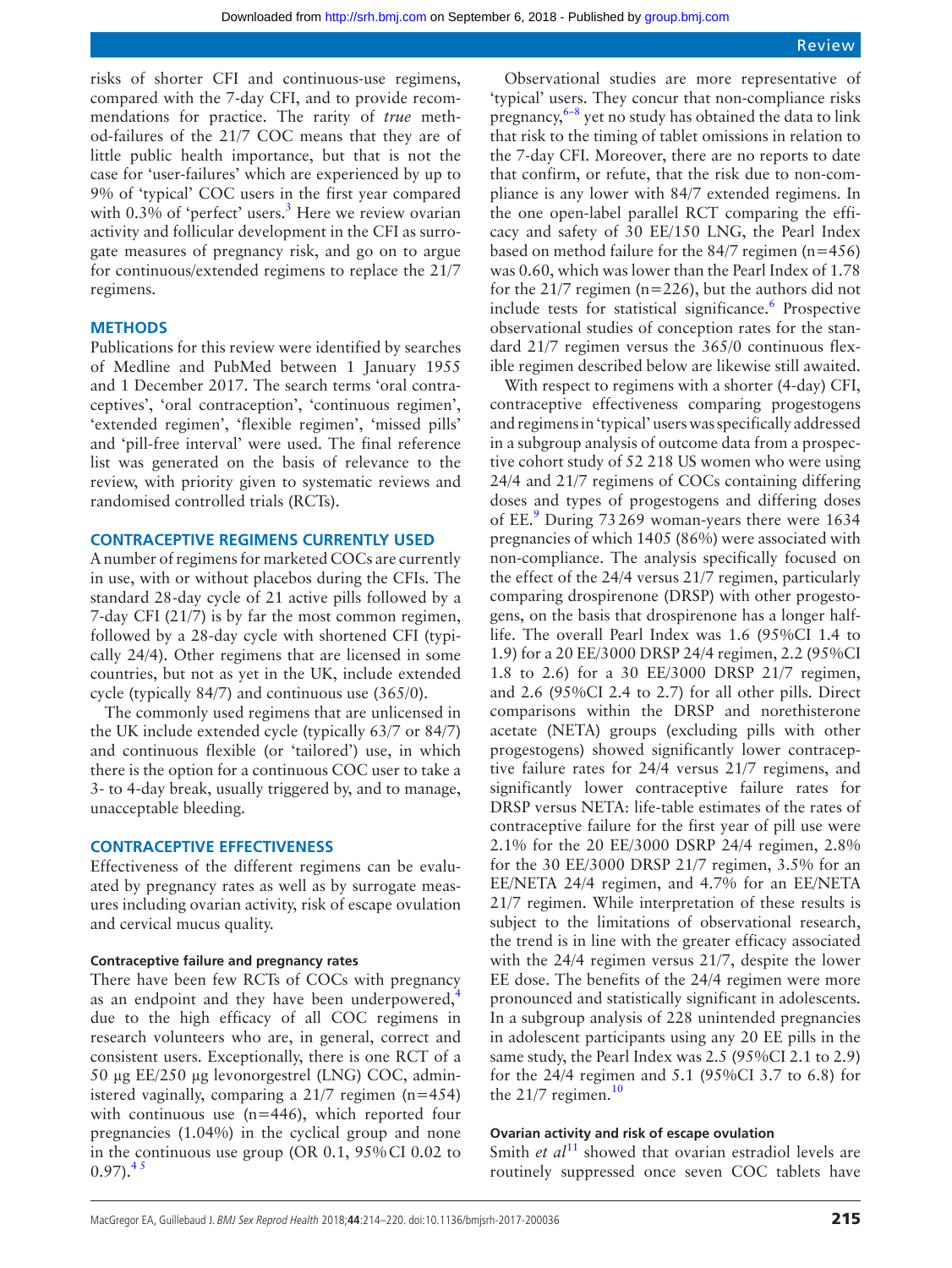risks of shorter CFI and continuous-use regimens, compared with the 7-day CFI, and to provide recommendations for practice. The rarity of *true* method-failures of the 21/7 COC means that they are of little public health importance, but that is not the case for 'user-failures' which are experienced by up to 9% of 'typical' COC users in the first year compared with 0.3% of 'perfect' users.[3] Here we review ovarian activity and follicular development in the CFI as surrogate measures of pregnancy risk, and go on to argue for continuous/extended regimens to replace the 21/7 regimens.

## METHODS

Publications for this review were identified by searches of Medline and PubMed between 1 January 1955 and 1 December 2017. The search terms 'oral contraceptives', 'oral contraception', 'continuous regimen', 'extended regimen', 'flexible regimen', 'missed pills' and 'pill-free interval' were used. The final reference list was generated on the basis of relevance to the review, with priority given to systematic reviews and randomised controlled trials (RCTs).

## CONTRACEPTIVE REGIMENS CURRENTLY USED

A number of regimens for marketed COCs are currently in use, with or without placebos during the CFIs. The standard 28-day cycle of 21 active pills followed by a 7-day CFI (21/7) is by far the most common regimen, followed by a 28-day cycle with shortened CFI (typically 24/4). Other regimens that are licensed in some countries, but not as yet in the UK, include extended cycle (typically 84/7) and continuous use (365/0).

The commonly used regimens that are unlicensed in the UK include extended cycle (typically 63/7 or 84/7) and continuous flexible (or 'tailored') use, in which there is the option for a continuous COC user to take a 3- to 4-day break, usually triggered by, and to manage, unacceptable bleeding.

## CONTRACEPTIVE EFFECTIVENESS

Effectiveness of the different regimens can be evaluated by pregnancy rates as well as by surrogate measures including ovarian activity, risk of escape ovulation and cervical mucus quality.

### Contraceptive failure and pregnancy rates

There have been few RCTs of COCs with pregnancy as an endpoint and they have been underpowered,[4] due to the high efficacy of all COC regimens in research volunteers who are, in general, correct and consistent users. Exceptionally, there is one RCT of a 50 µg EE/250 µg levonorgestrel (LNG) COC, administered vaginally, comparing a 21/7 regimen (n=454) with continuous use (n=446), which reported four pregnancies (1.04%) in the cyclical group and none in the continuous use group (OR 0.1, 95% CI 0.02 to 0.97).[4,5]

Observational studies are more representative of 'typical' users. They concur that non-compliance risks pregnancy,[6–8] yet no study has obtained the data to link that risk to the timing of tablet omissions in relation to the 7-day CFI. Moreover, there are no reports to date that confirm, or refute, that the risk due to non-compliance is any lower with 84/7 extended regimens. In the one open-label parallel RCT comparing the efficacy and safety of 30 EE/150 LNG, the Pearl Index based on method failure for the 84/7 regimen (n=456) was 0.60, which was lower than the Pearl Index of 1.78 for the 21/7 regimen (n=226), but the authors did not include tests for statistical significance.[6] Prospective observational studies of conception rates for the standard 21/7 regimen versus the 365/0 continuous flexible regimen described below are likewise still awaited.

With respect to regimens with a shorter (4-day) CFI, contraceptive effectiveness comparing progestogens and regimens in 'typical' users was specifically addressed in a subgroup analysis of outcome data from a prospective cohort study of 52 218 US women who were using 24/4 and 21/7 regimens of COCs containing differing doses and types of progestogens and differing doses of EE.[9] During 73 269 woman-years there were 1634 pregnancies of which 1405 (86%) were associated with non-compliance. The analysis specifically focused on the effect of the 24/4 versus 21/7 regimen, particularly comparing drospirenone (DRSP) with other progestogens, on the basis that drospirenone has a longer half-life. The overall Pearl Index was 1.6 (95% CI 1.4 to 1.9) for a 20 EE/3000 DRSP 24/4 regimen, 2.2 (95% CI 1.8 to 2.6) for a 30 EE/3000 DRSP 21/7 regimen, and 2.6 (95% CI 2.4 to 2.7) for all other pills. Direct comparisons within the DRSP and norethisterone acetate (NETA) groups (excluding pills with other progestogens) showed significantly lower contraceptive failure rates for 24/4 versus 21/7 regimens, and significantly lower contraceptive failure rates for DRSP versus NETA: life-table estimates of the rates of contraceptive failure for the first year of pill use were 2.1% for the 20 EE/3000 DSRP 24/4 regimen, 2.8% for the 30 EE/3000 DRSP 21/7 regimen, 3.5% for an EE/NETA 24/4 regimen, and 4.7% for an EE/NETA 21/7 regimen. While interpretation of these results is subject to the limitations of observational research, the trend is in line with the greater efficacy associated with the 24/4 regimen versus 21/7, despite the lower EE dose. The benefits of the 24/4 regimen were more pronounced and statistically significant in adolescents. In a subgroup analysis of 228 unintended pregnancies in adolescent participants using any 20 EE pills in the same study, the Pearl Index was 2.5 (95% CI 2.1 to 2.9) for the 24/4 regimen and 5.1 (95% CI 3.7 to 6.8) for the 21/7 regimen.[10]

### Ovarian activity and risk of escape ovulation

Smith *et al*[11] showed that ovarian estradiol levels are routinely suppressed once seven COC tablets have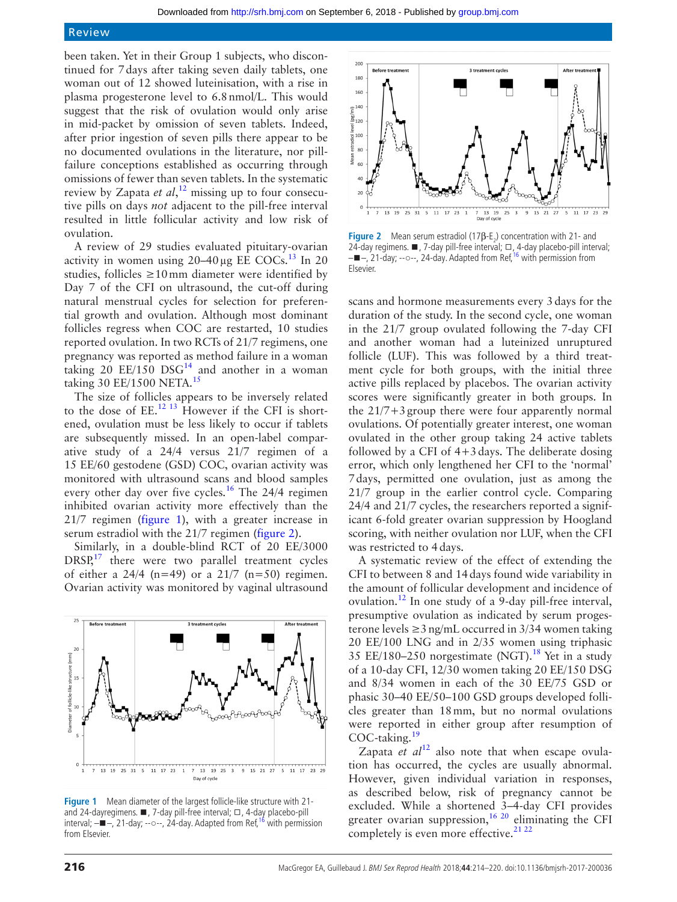been taken. Yet in their Group 1 subjects, who discontinued for 7 days after taking seven daily tablets, one woman out of 12 showed luteinisation, with a rise in plasma progesterone level to 6.8 nmol/L. This would suggest that the risk of ovulation would only arise in mid-packet by omission of seven tablets. Indeed, after prior ingestion of seven pills there appear to be no documented ovulations in the literature, nor pill-failure conceptions established as occurring through omissions of fewer than seven tablets. In the systematic review by Zapata *et al*,[12] missing up to four consecutive pills on days *not* adjacent to the pill-free interval resulted in little follicular activity and low risk of ovulation.

A review of 29 studies evaluated pituitary-ovarian activity in women using 20–40 µg EE COCs.[13] In 20 studies, follicles ≥10 mm diameter were identified by Day 7 of the CFI on ultrasound, the cut-off during natural menstrual cycles for selection for preferential growth and ovulation. Although most dominant follicles regress when COC are restarted, 10 studies reported ovulation. In two RCTs of 21/7 regimens, one pregnancy was reported as method failure in a woman taking 20 EE/150 DSG[14] and another in a woman taking 30 EE/1500 NETA.[15]

The size of follicles appears to be inversely related to the dose of EE.[12 13] However if the CFI is shortened, ovulation must be less likely to occur if tablets are subsequently missed. In an open-label comparative study of a 24/4 versus 21/7 regimen of a 15 EE/60 gestodene (GSD) COC, ovarian activity was monitored with ultrasound scans and blood samples every other day over five cycles.[16] The 24/4 regimen inhibited ovarian activity more effectively than the 21/7 regimen (figure 1), with a greater increase in serum estradiol with the 21/7 regimen (figure 2).

Similarly, in a double-blind RCT of 20 EE/3000 DRSP,[17] there were two parallel treatment cycles of either a 24/4 (n=49) or a 21/7 (n=50) regimen. Ovarian activity was monitored by vaginal ultrasound scans and hormone measurements every 3 days for the duration of the study. In the second cycle, one woman in the 21/7 group ovulated following the 7-day CFI and another woman had a luteinized unruptured follicle (LUF). This was followed by a third treatment cycle for both groups, with the initial three active pills replaced by placebos. The ovarian activity scores were significantly greater in both groups. In the 21/7+3 group there were four apparently normal ovulations. Of potentially greater interest, one woman ovulated in the other group taking 24 active tablets followed by a CFI of 4+3 days. The deliberate dosing error, which only lengthened her CFI to the 'normal' 7 days, permitted one ovulation, just as among the 21/7 group in the earlier control cycle. Comparing 24/4 and 21/7 cycles, the researchers reported a significant 6-fold greater ovarian suppression by Hoogland scoring, with neither ovulation nor LUF, when the CFI was restricted to 4 days.

Figure 1 Mean diameter of the largest follicle-like structure with 21- and 24-dayregimens. ■, 7-day pill-free interval; □, 4-day placebo-pill interval; –■–, 21-day; --○--, 24-day. Adapted from Ref,[16] with permission from Elsevier.

Figure 2 Mean serum estradiol (17β-$E_2$) concentration with 21- and 24-day regimens. ■, 7-day pill-free interval; □, 4-day placebo-pill interval; –■–, 21-day; --○--, 24-day. Adapted from Ref,[16] with permission from Elsevier.

A systematic review of the effect of extending the CFI to between 8 and 14 days found wide variability in the amount of follicular development and incidence of ovulation.[12] In one study of a 9-day pill-free interval, presumptive ovulation as indicated by serum progesterone levels ≥3 ng/mL occurred in 3/34 women taking 20 EE/100 LNG and in 2/35 women using triphasic 35 EE/180–250 norgestimate (NGT).[18] Yet in a study of a 10-day CFI, 12/30 women taking 20 EE/150 DSG and 8/34 women in each of the 30 EE/75 GSD or phasic 30–40 EE/50–100 GSD groups developed follicles greater than 18 mm, but no normal ovulations were reported in either group after resumption of COC-taking.[19]

Zapata *et al*[12] also note that when escape ovulation has occurred, the cycles are usually abnormal. However, given individual variation in responses, as described below, risk of pregnancy cannot be excluded. While a shortened 3–4-day CFI provides greater ovarian suppression,[16 20] eliminating the CFI completely is even more effective.[21 22]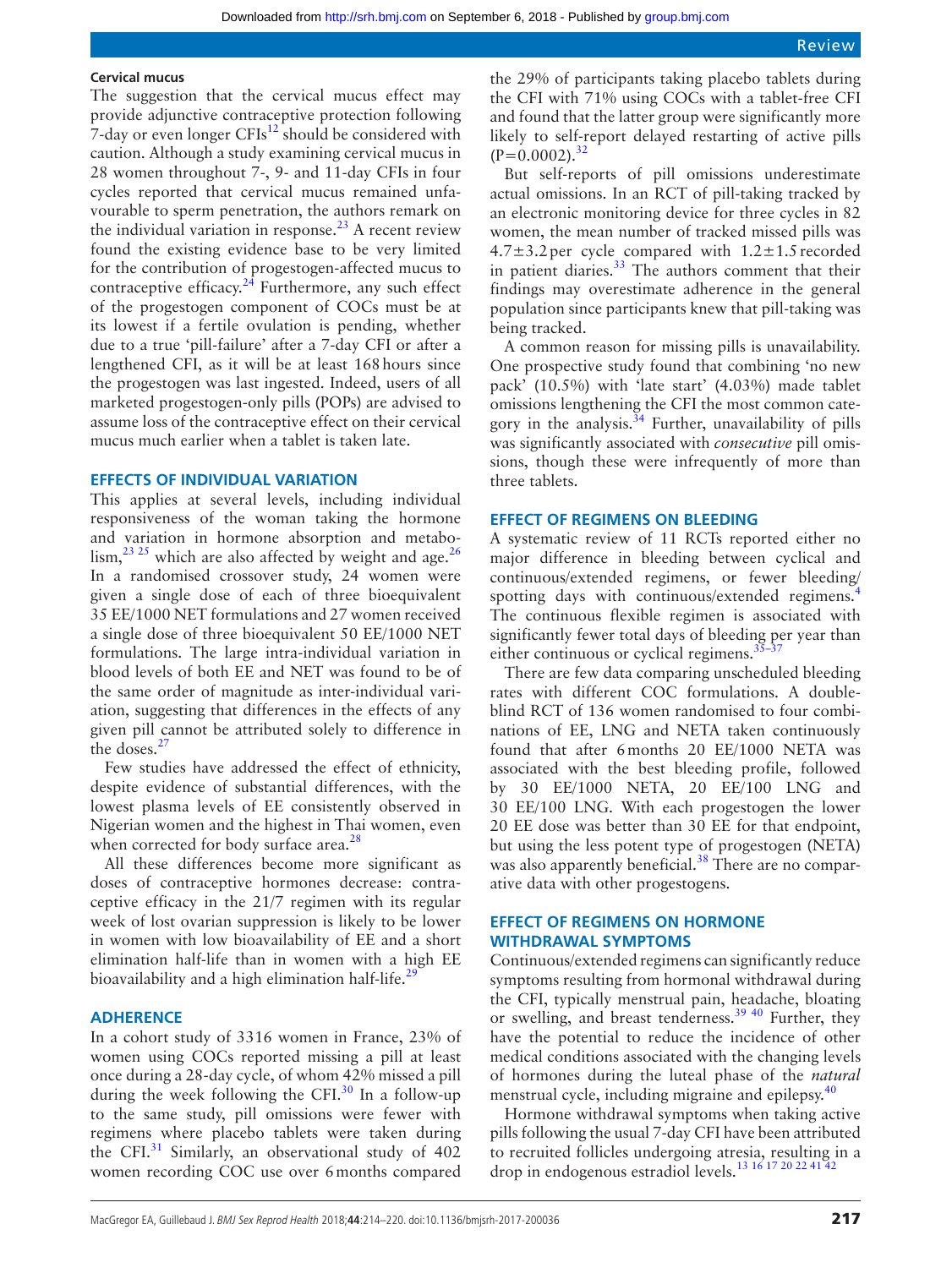### Cervical mucus

The suggestion that the cervical mucus effect may provide adjunctive contraceptive protection following 7-day or even longer CFIs[12] should be considered with caution. Although a study examining cervical mucus in 28 women throughout 7-, 9- and 11-day CFIs in four cycles reported that cervical mucus remained unfavourable to sperm penetration, the authors remark on the individual variation in response.[23] A recent review found the existing evidence base to be very limited for the contribution of progestogen-affected mucus to contraceptive efficacy.[24] Furthermore, any such effect of the progestogen component of COCs must be at its lowest if a fertile ovulation is pending, whether due to a true 'pill-failure' after a 7-day CFI or after a lengthened CFI, as it will be at least 168 hours since the progestogen was last ingested. Indeed, users of all marketed progestogen-only pills (POPs) are advised to assume loss of the contraceptive effect on their cervical mucus much earlier when a tablet is taken late.

## EFFECTS OF INDIVIDUAL VARIATION

This applies at several levels, including individual responsiveness of the woman taking the hormone and variation in hormone absorption and metabolism,[23 25] which are also affected by weight and age.[26] In a randomised crossover study, 24 women were given a single dose of each of three bioequivalent 35 EE/1000 NET formulations and 27 women received a single dose of three bioequivalent 50 EE/1000 NET formulations. The large intra-individual variation in blood levels of both EE and NET was found to be of the same order of magnitude as inter-individual variation, suggesting that differences in the effects of any given pill cannot be attributed solely to difference in the doses.[27]

Few studies have addressed the effect of ethnicity, despite evidence of substantial differences, with the lowest plasma levels of EE consistently observed in Nigerian women and the highest in Thai women, even when corrected for body surface area.[28]

All these differences become more significant as doses of contraceptive hormones decrease: contraceptive efficacy in the 21/7 regimen with its regular week of lost ovarian suppression is likely to be lower in women with low bioavailability of EE and a short elimination half-life than in women with a high EE bioavailability and a high elimination half-life.[29]

## ADHERENCE

In a cohort study of 3316 women in France, 23% of women using COCs reported missing a pill at least once during a 28-day cycle, of whom 42% missed a pill during the week following the CFI.[30] In a follow-up to the same study, pill omissions were fewer with regimens where placebo tablets were taken during the CFI.[31] Similarly, an observational study of 402 women recording COC use over 6 months compared the 29% of participants taking placebo tablets during the CFI with 71% using COCs with a tablet-free CFI and found that the latter group were significantly more likely to self-report delayed restarting of active pills ($P=0.0002$).[32]

But self-reports of pill omissions underestimate actual omissions. In an RCT of pill-taking tracked by an electronic monitoring device for three cycles in 82 women, the mean number of tracked missed pills was $4.7\pm3.2$ per cycle compared with $1.2\pm1.5$ recorded in patient diaries.[33] The authors comment that their findings may overestimate adherence in the general population since participants knew that pill-taking was being tracked.

A common reason for missing pills is unavailability. One prospective study found that combining 'no new pack' (10.5%) with 'late start' (4.03%) made tablet omissions lengthening the CFI the most common category in the analysis.[34] Further, unavailability of pills was significantly associated with *consecutive* pill omissions, though these were infrequently of more than three tablets.

## EFFECT OF REGIMENS ON BLEEDING

A systematic review of 11 RCTs reported either no major difference in bleeding between cyclical and continuous/extended regimens, or fewer bleeding/spotting days with continuous/extended regimens.[4] The continuous flexible regimen is associated with significantly fewer total days of bleeding per year than either continuous or cyclical regimens.[35–37]

There are few data comparing unscheduled bleeding rates with different COC formulations. A double-blind RCT of 136 women randomised to four combinations of EE, LNG and NETA taken continuously found that after 6 months 20 EE/1000 NETA was associated with the best bleeding profile, followed by 30 EE/1000 NETA, 20 EE/100 LNG and 30 EE/100 LNG. With each progestogen the lower 20 EE dose was better than 30 EE for that endpoint, but using the less potent type of progestogen (NETA) was also apparently beneficial.[38] There are no comparative data with other progestogens.

## EFFECT OF REGIMENS ON HORMONE WITHDRAWAL SYMPTOMS

Continuous/extended regimens can significantly reduce symptoms resulting from hormonal withdrawal during the CFI, typically menstrual pain, headache, bloating or swelling, and breast tenderness.[39 40] Further, they have the potential to reduce the incidence of other medical conditions associated with the changing levels of hormones during the luteal phase of the *natural* menstrual cycle, including migraine and epilepsy.[40]

Hormone withdrawal symptoms when taking active pills following the usual 7-day CFI have been attributed to recruited follicles undergoing atresia, resulting in a drop in endogenous estradiol levels.[13 16 17 20 22 41 42]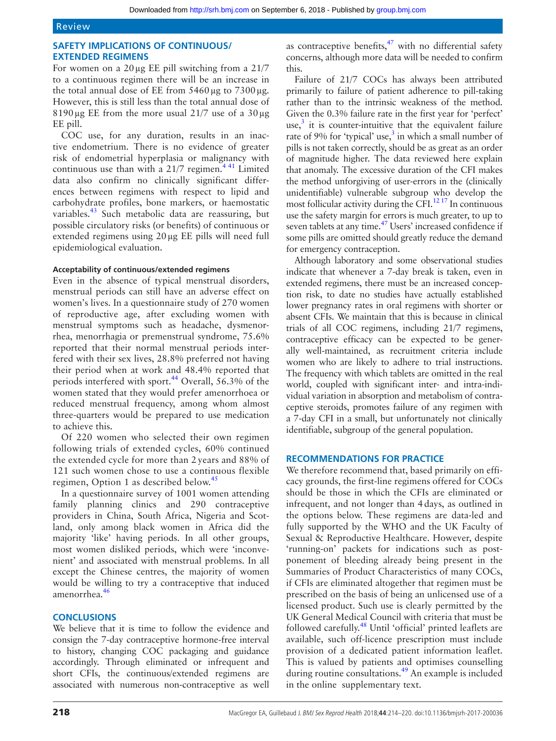## SAFETY IMPLICATIONS OF CONTINUOUS/EXTENDED REGIMENS

For women on a 20 µg EE pill switching from a 21/7 to a continuous regimen there will be an increase in the total annual dose of EE from 5460 µg to 7300 µg. However, this is still less than the total annual dose of 8190 µg EE from the more usual 21/7 use of a 30 µg EE pill.

COC use, for any duration, results in an inactive endometrium. There is no evidence of greater risk of endometrial hyperplasia or malignancy with continuous use than with a 21/7 regimen.[4 41] Limited data also confirm no clinically significant differences between regimens with respect to lipid and carbohydrate profiles, bone markers, or haemostatic variables.[43] Such metabolic data are reassuring, but possible circulatory risks (or benefits) of continuous or extended regimens using 20 µg EE pills will need full epidemiological evaluation.

#### Acceptability of continuous/extended regimens

Even in the absence of typical menstrual disorders, menstrual periods can still have an adverse effect on women's lives. In a questionnaire study of 270 women of reproductive age, after excluding women with menstrual symptoms such as headache, dysmenorrhea, menorrhagia or premenstrual syndrome, 75.6% reported that their normal menstrual periods interfered with their sex lives, 28.8% preferred not having their period when at work and 48.4% reported that periods interfered with sport.[44] Overall, 56.3% of the women stated that they would prefer amenorrhoea or reduced menstrual frequency, among whom almost three-quarters would be prepared to use medication to achieve this.

Of 220 women who selected their own regimen following trials of extended cycles, 60% continued the extended cycle for more than 2 years and 88% of 121 such women chose to use a continuous flexible regimen, Option 1 as described below.[45]

In a questionnaire survey of 1001 women attending family planning clinics and 290 contraceptive providers in China, South Africa, Nigeria and Scotland, only among black women in Africa did the majority 'like' having periods. In all other groups, most women disliked periods, which were 'inconvenient' and associated with menstrual problems. In all except the Chinese centres, the majority of women would be willing to try a contraceptive that induced amenorrhea.[46]

## CONCLUSIONS

We believe that it is time to follow the evidence and consign the 7-day contraceptive hormone-free interval to history, changing COC packaging and guidance accordingly. Through eliminated or infrequent and short CFIs, the continuous/extended regimens are associated with numerous non-contraceptive as well as contraceptive benefits,[47] with no differential safety concerns, although more data will be needed to confirm this.

Failure of 21/7 COCs has always been attributed primarily to failure of patient adherence to pill-taking rather than to the intrinsic weakness of the method. Given the 0.3% failure rate in the first year for 'perfect' use,[3] it is counter-intuitive that the equivalent failure rate of 9% for 'typical' use,[3] in which a small number of pills is not taken correctly, should be as great as an order of magnitude higher. The data reviewed here explain that anomaly. The excessive duration of the CFI makes the method unforgiving of user-errors in the (clinically unidentifiable) vulnerable subgroup who develop the most follicular activity during the CFI.[12 17] In continuous use the safety margin for errors is much greater, to up to seven tablets at any time.[47] Users' increased confidence if some pills are omitted should greatly reduce the demand for emergency contraception.

Although laboratory and some observational studies indicate that whenever a 7-day break is taken, even in extended regimens, there must be an increased conception risk, to date no studies have actually established lower pregnancy rates in oral regimens with shorter or absent CFIs. We maintain that this is because in clinical trials of all COC regimens, including 21/7 regimens, contraceptive efficacy can be expected to be generally well-maintained, as recruitment criteria include women who are likely to adhere to trial instructions. The frequency with which tablets are omitted in the real world, coupled with significant inter- and intra-individual variation in absorption and metabolism of contraceptive steroids, promotes failure of any regimen with a 7-day CFI in a small, but unfortunately not clinically identifiable, subgroup of the general population.

## RECOMMENDATIONS FOR PRACTICE

We therefore recommend that, based primarily on efficacy grounds, the first-line regimens offered for COCs should be those in which the CFIs are eliminated or infrequent, and not longer than 4 days, as outlined in the options below. These regimens are data-led and fully supported by the WHO and the UK Faculty of Sexual & Reproductive Healthcare. However, despite 'running-on' packets for indications such as postponement of bleeding already being present in the Summaries of Product Characteristics of many COCs, if CFIs are eliminated altogether that regimen must be prescribed on the basis of being an unlicensed use of a licensed product. Such use is clearly permitted by the UK General Medical Council with criteria that must be followed carefully.[48] Until 'official' printed leaflets are available, such off-licence prescription must include provision of a dedicated patient information leaflet. This is valued by patients and optimises counselling during routine consultations.[49] An example is included in the online supplementary text.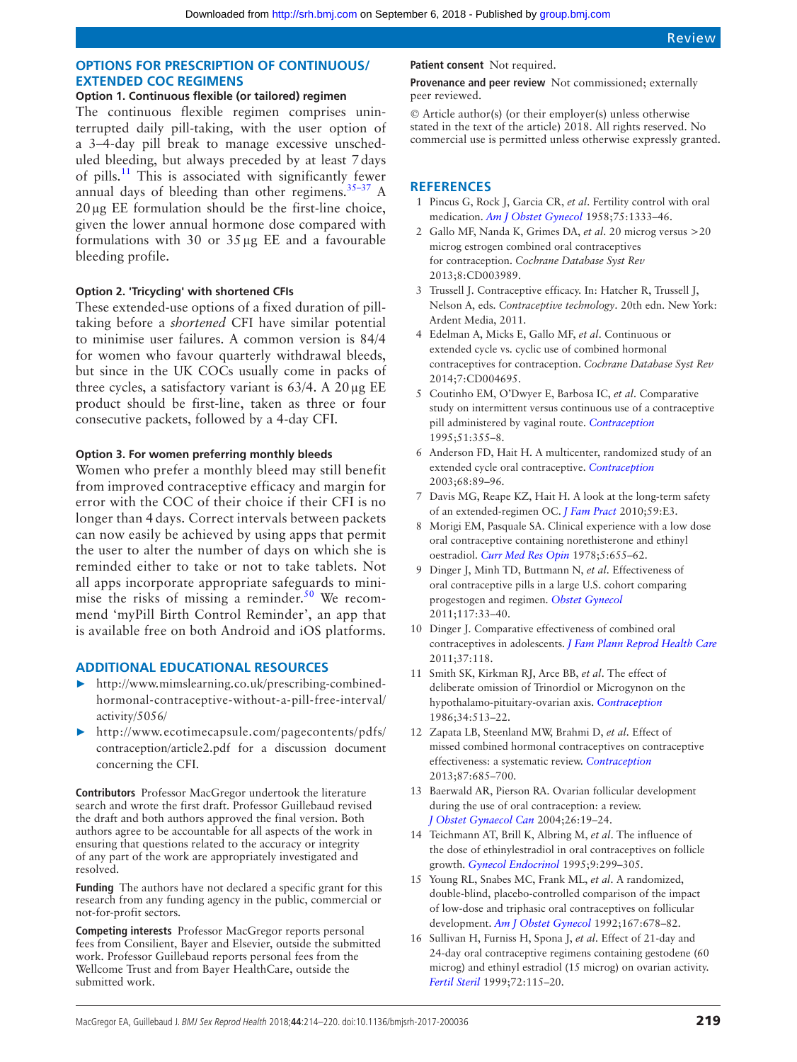## OPTIONS FOR PRESCRIPTION OF CONTINUOUS/EXTENDED COC REGIMENS

### Option 1. Continuous flexible (or tailored) regimen

The continuous flexible regimen comprises uninterrupted daily pill-taking, with the user option of a 3–4-day pill break to manage excessive unscheduled bleeding, but always preceded by at least 7 days of pills.[11] This is associated with significantly fewer annual days of bleeding than other regimens.[35–37] A 20 µg EE formulation should be the first-line choice, given the lower annual hormone dose compared with formulations with 30 or 35 µg EE and a favourable bleeding profile.

### Option 2. 'Tricycling' with shortened CFIs

These extended-use options of a fixed duration of pill-taking before a *shortened* CFI have similar potential to minimise user failures. A common version is 84/4 for women who favour quarterly withdrawal bleeds, but since in the UK COCs usually come in packs of three cycles, a satisfactory variant is 63/4. A 20 µg EE product should be first-line, taken as three or four consecutive packets, followed by a 4-day CFI.

### Option 3. For women preferring monthly bleeds

Women who prefer a monthly bleed may still benefit from improved contraceptive efficacy and margin for error with the COC of their choice if their CFI is no longer than 4 days. Correct intervals between packets can now easily be achieved by using apps that permit the user to alter the number of days on which she is reminded either to take or not to take tablets. Not all apps incorporate appropriate safeguards to minimise the risks of missing a reminder.[50] We recommend 'myPill Birth Control Reminder', an app that is available free on both Android and iOS platforms.

## ADDITIONAL EDUCATIONAL RESOURCES

- http://www.mimslearning.co.uk/prescribing-combined-hormonal-contraceptive-without-a-pill-free-interval/activity/5056/
- http://www.ecotimecapsule.com/pagecontents/pdfs/contraception/article2.pdf for a discussion document concerning the CFI.

**Contributors** Professor MacGregor undertook the literature search and wrote the first draft. Professor Guillebaud revised the draft and both authors approved the final version. Both authors agree to be accountable for all aspects of the work in ensuring that questions related to the accuracy or integrity of any part of the work are appropriately investigated and resolved.

**Funding** The authors have not declared a specific grant for this research from any funding agency in the public, commercial or not-for-profit sectors.

**Competing interests** Professor MacGregor reports personal fees from Consilient, Bayer and Elsevier, outside the submitted work. Professor Guillebaud reports personal fees from the Wellcome Trust and from Bayer HealthCare, outside the submitted work.

**Patient consent** Not required.

**Provenance and peer review** Not commissioned; externally peer reviewed.

© Article author(s) (or their employer(s) unless otherwise stated in the text of the article) 2018. All rights reserved. No commercial use is permitted unless otherwise expressly granted.

## REFERENCES

1. Pincus G, Rock J, Garcia CR, *et al*. Fertility control with oral medication. *Am J Obstet Gynecol* 1958;75:1333–46.
2. Gallo MF, Nanda K, Grimes DA, *et al*. 20 microg versus >20 microg estrogen combined oral contraceptives for contraception. *Cochrane Database Syst Rev* 2013;8:CD003989.
3. Trussell J. Contraceptive efficacy. In: Hatcher R, Trussell J, Nelson A, eds. *Contraceptive technology*. 20th edn. New York: Ardent Media, 2011.
4. Edelman A, Micks E, Gallo MF, *et al*. Continuous or extended cycle vs. cyclic use of combined hormonal contraceptives for contraception. *Cochrane Database Syst Rev* 2014;7:CD004695.
5. Coutinho EM, O'Dwyer E, Barbosa IC, *et al*. Comparative study on intermittent versus continuous use of a contraceptive pill administered by vaginal route. *Contraception* 1995;51:355–8.
6. Anderson FD, Hait H. A multicenter, randomized study of an extended cycle oral contraceptive. *Contraception* 2003;68:89–96.
7. Davis MG, Reape KZ, Hait H. A look at the long-term safety of an extended-regimen OC. *J Fam Pract* 2010;59:E3.
8. Morigi EM, Pasquale SA. Clinical experience with a low dose oral contraceptive containing norethisterone and ethinyl oestradiol. *Curr Med Res Opin* 1978;5:655–62.
9. Dinger J, Minh TD, Buttmann N, *et al*. Effectiveness of oral contraceptive pills in a large U.S. cohort comparing progestogen and regimen. *Obstet Gynecol* 2011;117:33–40.
10. Dinger J. Comparative effectiveness of combined oral contraceptives in adolescents. *J Fam Plann Reprod Health Care* 2011;37:118.
11. Smith SK, Kirkman RJ, Arce BB, *et al*. The effect of deliberate omission of Trinordiol or Microgynon on the hypothalamo-pituitary-ovarian axis. *Contraception* 1986;34:513–22.
12. Zapata LB, Steenland MW, Brahmi D, *et al*. Effect of missed combined hormonal contraceptives on contraceptive effectiveness: a systematic review. *Contraception* 2013;87:685–700.
13. Baerwald AR, Pierson RA. Ovarian follicular development during the use of oral contraception: a review. *J Obstet Gynaecol Can* 2004;26:19–24.
14. Teichmann AT, Brill K, Albring M, *et al*. The influence of the dose of ethinylestradiol in oral contraceptives on follicle growth. *Gynecol Endocrinol* 1995;9:299–305.
15. Young RL, Snabes MC, Frank ML, *et al*. A randomized, double-blind, placebo-controlled comparison of the impact of low-dose and triphasic oral contraceptives on follicular development. *Am J Obstet Gynecol* 1992;167:678–82.
16. Sullivan H, Furniss H, Spona J, *et al*. Effect of 21-day and 24-day oral contraceptive regimens containing gestodene (60 microg) and ethinyl estradiol (15 microg) on ovarian activity. *Fertil Steril* 1999;72:115–20.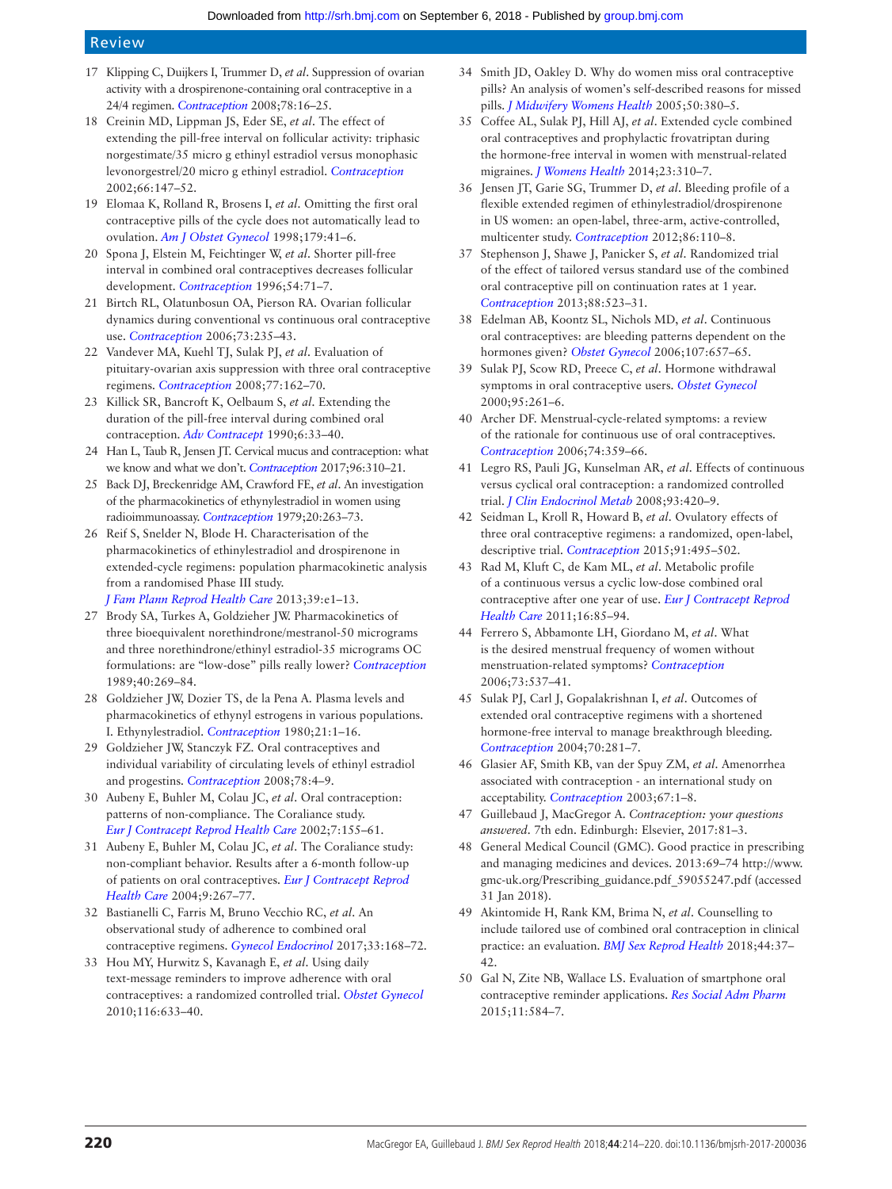17 Klipping C, Duijkers I, Trummer D, *et al*. Suppression of ovarian activity with a drospirenone-containing oral contraceptive in a 24/4 regimen. *Contraception* 2008;78:16–25.

18 Creinin MD, Lippman JS, Eder SE, *et al*. The effect of extending the pill-free interval on follicular activity: triphasic norgestimate/35 micro g ethinyl estradiol versus monophasic levonorgestrel/20 micro g ethinyl estradiol. *Contraception* 2002;66:147–52.

19 Elomaa K, Rolland R, Brosens I, *et al*. Omitting the first oral contraceptive pills of the cycle does not automatically lead to ovulation. *Am J Obstet Gynecol* 1998;179:41–6.

20 Spona J, Elstein M, Feichtinger W, *et al*. Shorter pill-free interval in combined oral contraceptives decreases follicular development. *Contraception* 1996;54:71–7.

21 Birtch RL, Olatunbosun OA, Pierson RA. Ovarian follicular dynamics during conventional vs continuous oral contraceptive use. *Contraception* 2006;73:235–43.

22 Vandever MA, Kuehl TJ, Sulak PJ, *et al*. Evaluation of pituitary-ovarian axis suppression with three oral contraceptive regimens. *Contraception* 2008;77:162–70.

23 Killick SR, Bancroft K, Oelbaum S, *et al*. Extending the duration of the pill-free interval during combined oral contraception. *Adv Contracept* 1990;6:33–40.

24 Han L, Taub R, Jensen JT. Cervical mucus and contraception: what we know and what we don't. *Contraception* 2017;96:310–21.

25 Back DJ, Breckenridge AM, Crawford FE, *et al*. An investigation of the pharmacokinetics of ethynylestradiol in women using radioimmunoassay. *Contraception* 1979;20:263–73.

26 Reif S, Snelder N, Blode H. Characterisation of the pharmacokinetics of ethinylestradiol and drospirenone in extended-cycle regimens: population pharmacokinetic analysis from a randomised Phase III study. *J Fam Plann Reprod Health Care* 2013;39:e1–13.

27 Brody SA, Turkes A, Goldzieher JW. Pharmacokinetics of three bioequivalent norethindrone/mestranol-50 micrograms and three norethindrone/ethinyl estradiol-35 micrograms OC formulations: are "low-dose" pills really lower? *Contraception* 1989;40:269–84.

28 Goldzieher JW, Dozier TS, de la Pena A. Plasma levels and pharmacokinetics of ethynyl estrogens in various populations. I. Ethynylestradiol. *Contraception* 1980;21:1–16.

29 Goldzieher JW, Stanczyk FZ. Oral contraceptives and individual variability of circulating levels of ethinyl estradiol and progestins. *Contraception* 2008;78:4–9.

30 Aubeny E, Buhler M, Colau JC, *et al*. Oral contraception: patterns of non-compliance. The Coraliance study. *Eur J Contracept Reprod Health Care* 2002;7:155–61.

31 Aubeny E, Buhler M, Colau JC, *et al*. The Coraliance study: non-compliant behavior. Results after a 6-month follow-up of patients on oral contraceptives. *Eur J Contracept Reprod Health Care* 2004;9:267–77.

32 Bastianelli C, Farris M, Bruno Vecchio RC, *et al*. An observational study of adherence to combined oral contraceptive regimens. *Gynecol Endocrinol* 2017;33:168–72.

33 Hou MY, Hurwitz S, Kavanagh E, *et al*. Using daily text-message reminders to improve adherence with oral contraceptives: a randomized controlled trial. *Obstet Gynecol* 2010;116:633–40.

34 Smith JD, Oakley D. Why do women miss oral contraceptive pills? An analysis of women's self-described reasons for missed pills. *J Midwifery Womens Health* 2005;50:380–5.

35 Coffee AL, Sulak PJ, Hill AJ, *et al*. Extended cycle combined oral contraceptives and prophylactic frovatriptan during the hormone-free interval in women with menstrual-related migraines. *J Womens Health* 2014;23:310–7.

36 Jensen JT, Garie SG, Trummer D, *et al*. Bleeding profile of a flexible extended regimen of ethinylestradiol/drospirenone in US women: an open-label, three-arm, active-controlled, multicenter study. *Contraception* 2012;86:110–8.

37 Stephenson J, Shawe J, Panicker S, *et al*. Randomized trial of the effect of tailored versus standard use of the combined oral contraceptive pill on continuation rates at 1 year. *Contraception* 2013;88:523–31.

38 Edelman AB, Koontz SL, Nichols MD, *et al*. Continuous oral contraceptives: are bleeding patterns dependent on the hormones given? *Obstet Gynecol* 2006;107:657–65.

39 Sulak PJ, Scow RD, Preece C, *et al*. Hormone withdrawal symptoms in oral contraceptive users. *Obstet Gynecol* 2000;95:261–6.

40 Archer DF. Menstrual-cycle-related symptoms: a review of the rationale for continuous use of oral contraceptives. *Contraception* 2006;74:359–66.

41 Legro RS, Pauli JG, Kunselman AR, *et al*. Effects of continuous versus cyclical oral contraception: a randomized controlled trial. *J Clin Endocrinol Metab* 2008;93:420–9.

42 Seidman L, Kroll R, Howard B, *et al*. Ovulatory effects of three oral contraceptive regimens: a randomized, open-label, descriptive trial. *Contraception* 2015;91:495–502.

43 Rad M, Kluft C, de Kam ML, *et al*. Metabolic profile of a continuous versus a cyclic low-dose combined oral contraceptive after one year of use. *Eur J Contracept Reprod Health Care* 2011;16:85–94.

44 Ferrero S, Abbamonte LH, Giordano M, *et al*. What is the desired menstrual frequency of women without menstruation-related symptoms? *Contraception* 2006;73:537–41.

45 Sulak PJ, Carl J, Gopalakrishnan I, *et al*. Outcomes of extended oral contraceptive regimens with a shortened hormone-free interval to manage breakthrough bleeding. *Contraception* 2004;70:281–7.

46 Glasier AF, Smith KB, van der Spuy ZM, *et al*. Amenorrhea associated with contraception - an international study on acceptability. *Contraception* 2003;67:1–8.

47 Guillebaud J, MacGregor A. *Contraception: your questions answered*. 7th edn. Edinburgh: Elsevier, 2017:81–3.

48 General Medical Council (GMC). Good practice in prescribing and managing medicines and devices. 2013:69–74 http://www.gmc-uk.org/Prescribing_guidance.pdf_59055247.pdf (accessed 31 Jan 2018).

49 Akintomide H, Rank KM, Brima N, *et al*. Counselling to include tailored use of combined oral contraception in clinical practice: an evaluation. *BMJ Sex Reprod Health* 2018;44:37–42.

50 Gal N, Zite NB, Wallace LS. Evaluation of smartphone oral contraceptive reminder applications. *Res Social Adm Pharm* 2015;11:584–7.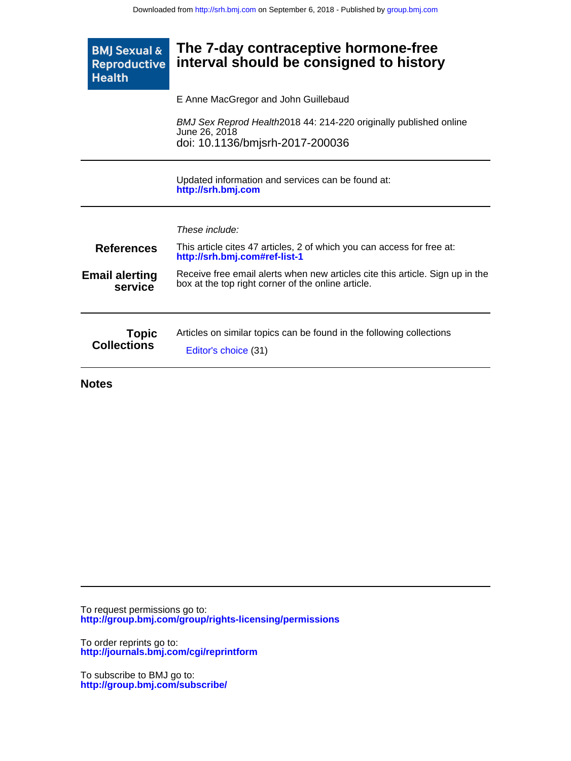# The 7-day contraceptive hormone-free interval should be consigned to history

E Anne MacGregor and John Guillebaud

*BMJ Sex Reprod Health* 2018 44: 214-220 originally published online June 26, 2018
doi: 10.1136/bmjsrh-2017-200036

---

Updated information and services can be found at:
**http://srh.bmj.com**

---

*These include:*

**References**

This article cites 47 articles, 2 of which you can access for free at:
**http://srh.bmj.com#ref-list-1**

**Email alerting service**

Receive free email alerts when new articles cite this article. Sign up in the box at the top right corner of the online article.

---

**Topic Collections**

Articles on similar topics can be found in the following collections

Editor's choice (31)

---

## Notes

---

To request permissions go to:
**http://group.bmj.com/group/rights-licensing/permissions**

To order reprints go to:
**http://journals.bmj.com/cgi/reprintform**

To subscribe to BMJ go to:
**http://group.bmj.com/subscribe/**